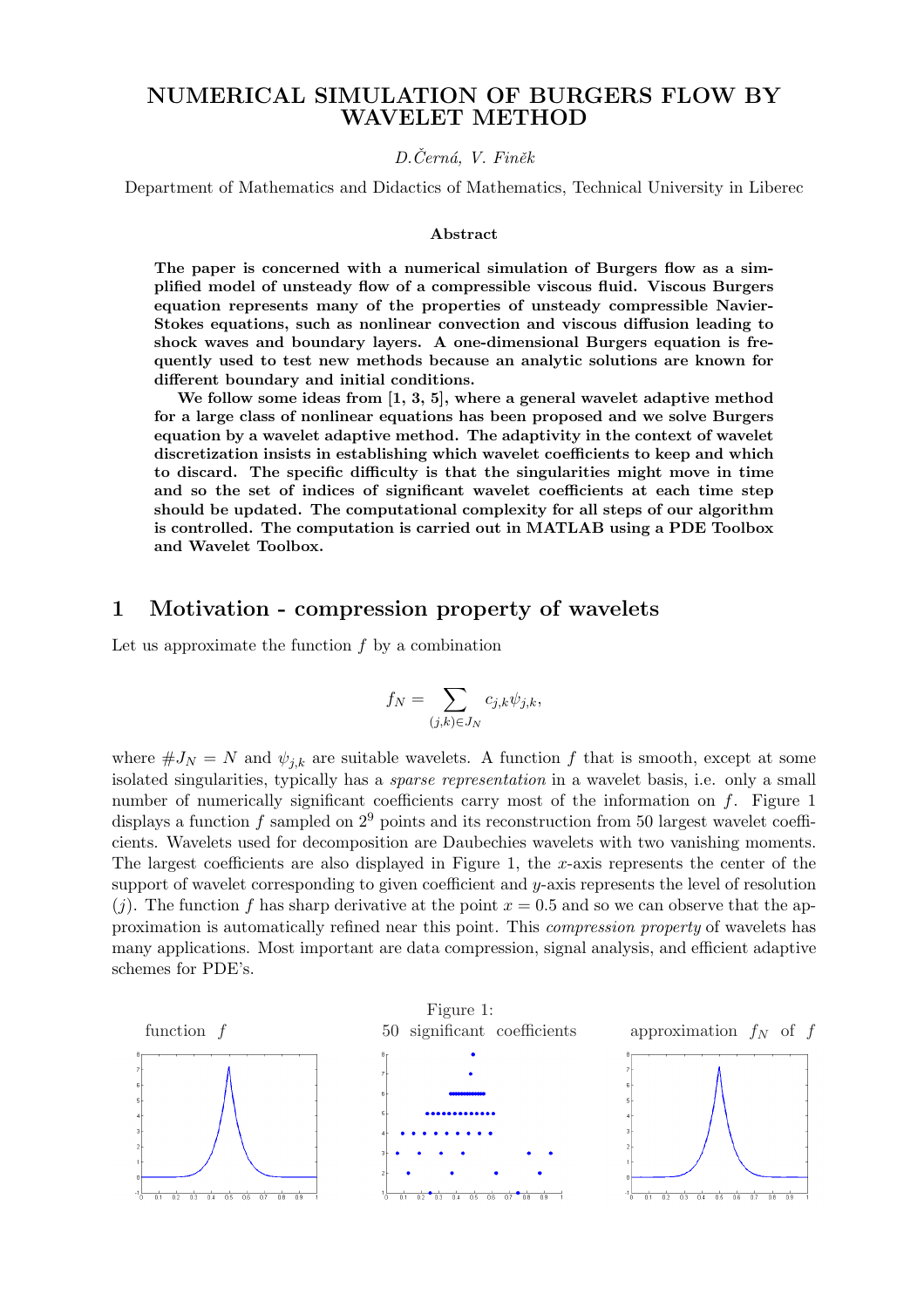# NUMERICAL SIMULATION OF BURGERS FLOW BY WAVELET METHOD

*D.Černá, V. Finěk*

Department of Mathematics and Didactics of Mathematics, Technical University in Liberec

### Abstract

**The paper is concerned with a numerical simulation of Burgers flow as a simplified model of unsteady flow of a compressible viscous fluid. Viscous Burgers equation represents many of the properties of unsteady compressible Navier-Stokes equations, such as nonlinear convection and viscous diffusion leading to shock waves and boundary layers. A one-dimensional Burgers equation is frequently used to test new methods because an analytic solutions are known for different boundary and initial conditions.**

**We follow some ideas from [1, 3, 5], where a general wavelet adaptive method for a large class of nonlinear equations has been proposed and we solve Burgers equation by a wavelet adaptive method. The adaptivity in the context of wavelet discretization insists in establishing which wavelet coefficients to keep and which to discard. The specific difficulty is that the singularities might move in time and so the set of indices of significant wavelet coefficients at each time step should be updated. The computational complexity for all steps of our algorithm is controlled. The computation is carried out in MATLAB using a PDE Toolbox and Wavelet Toolbox.**

## 1 Motivation - compression property of wavelets

Let us approximate the function $f$ by a combination

$$f_N = \sum_{(j,k)\in J_N} c_{j,k}\psi_{j,k},$$

where $\#J_N = N$ and $\psi_{j,k}$ are suitable wavelets. A function $f$ that is smooth, except at some isolated singularities, typically has a *sparse representation* in a wavelet basis, i.e. only a small number of numerically significant coefficients carry most of the information on $f$. Figure 1 displays a function $f$ sampled on $2^9$ points and its reconstruction from 50 largest wavelet coefficients. Wavelets used for decomposition are Daubechies wavelets with two vanishing moments. The largest coefficients are also displayed in Figure 1, the $x$-axis represents the center of the support of wavelet corresponding to given coefficient and $y$-axis represents the level of resolution ($j$). The function $f$ has sharp derivative at the point $x = 0.5$ and so we can observe that the approximation is automatically refined near this point. This *compression property* of wavelets has many applications. Most important are data compression, signal analysis, and efficient adaptive schemes for PDE's.

Figure 1:

function $f$ | 50 significant coefficients | approximation $f_N$ of $f$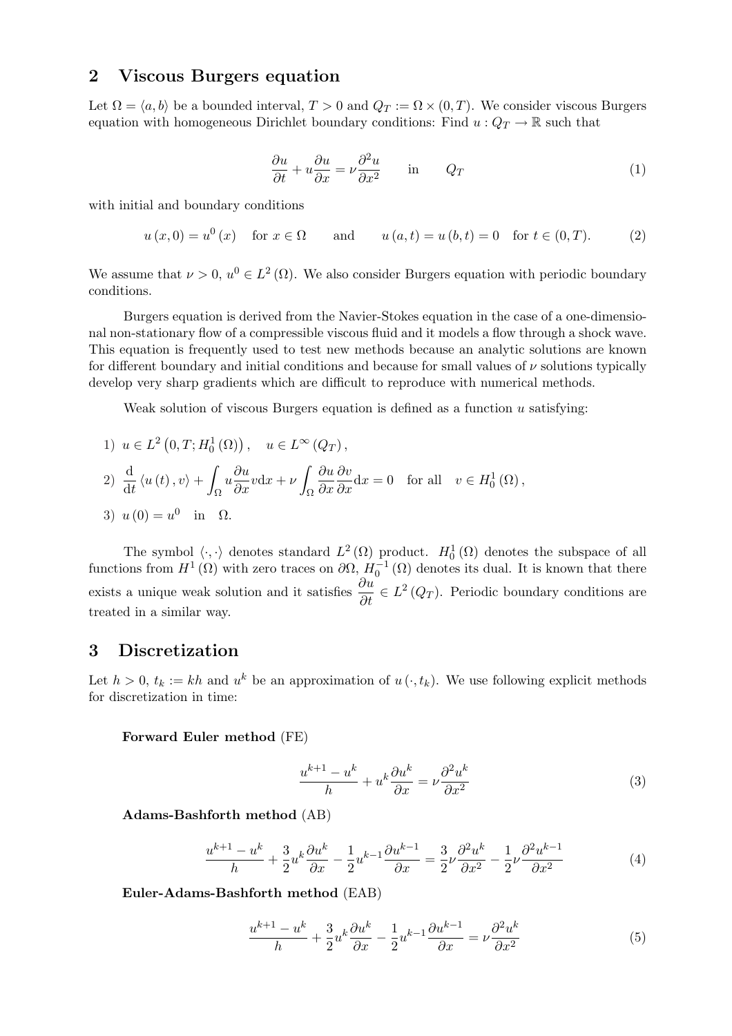## 2 Viscous Burgers equation

Let $\Omega = \langle a, b \rangle$ be a bounded interval, $T > 0$ and $Q_T := \Omega \times (0, T)$. We consider viscous Burgers equation with homogeneous Dirichlet boundary conditions: Find $u : Q_T \to \mathbb{R}$ such that

$$\frac{\partial u}{\partial t} + u \frac{\partial u}{\partial x} = \nu \frac{\partial^2 u}{\partial x^2} \qquad \text{in} \qquad Q_T \tag{1}$$

with initial and boundary conditions

$$u(x, 0) = u^0(x) \quad \text{for } x \in \Omega \qquad \text{and} \qquad u(a, t) = u(b, t) = 0 \quad \text{for } t \in (0, T). \tag{2}$$

We assume that $\nu > 0$, $u^0 \in L^2(\Omega)$. We also consider Burgers equation with periodic boundary conditions.

Burgers equation is derived from the Navier-Stokes equation in the case of a one-dimensional non-stationary flow of a compressible viscous fluid and it models a flow through a shock wave. This equation is frequently used to test new methods because an analytic solutions are known for different boundary and initial conditions and because for small values of $\nu$ solutions typically develop very sharp gradients which are difficult to reproduce with numerical methods.

Weak solution of viscous Burgers equation is defined as a function $u$ satisfying:

1) $u \in L^2\left(0, T; H_0^1(\Omega)\right), \quad u \in L^\infty(Q_T),$

2) $\dfrac{\mathrm{d}}{\mathrm{d}t} \langle u(t), v \rangle + \displaystyle\int_\Omega u \frac{\partial u}{\partial x} v \mathrm{d}x + \nu \int_\Omega \frac{\partial u}{\partial x} \frac{\partial v}{\partial x} \mathrm{d}x = 0 \quad \text{for all} \quad v \in H_0^1(\Omega),$

3) $u(0) = u^0 \quad \text{in} \quad \Omega.$

The symbol $\langle \cdot, \cdot \rangle$ denotes standard $L^2(\Omega)$ product. $H_0^1(\Omega)$ denotes the subspace of all functions from $H^1(\Omega)$ with zero traces on $\partial\Omega$, $H_0^{-1}(\Omega)$ denotes its dual. It is known that there exists a unique weak solution and it satisfies $\dfrac{\partial u}{\partial t} \in L^2(Q_T)$. Periodic boundary conditions are treated in a similar way.

## 3 Discretization

Let $h > 0$, $t_k := kh$ and $u^k$ be an approximation of $u(\cdot, t_k)$. We use following explicit methods for discretization in time:

**Forward Euler method** (FE)

$$\frac{u^{k+1} - u^k}{h} + u^k \frac{\partial u^k}{\partial x} = \nu \frac{\partial^2 u^k}{\partial x^2} \tag{3}$$

**Adams-Bashforth method** (AB)

$$\frac{u^{k+1} - u^k}{h} + \frac{3}{2} u^k \frac{\partial u^k}{\partial x} - \frac{1}{2} u^{k-1} \frac{\partial u^{k-1}}{\partial x} = \frac{3}{2} \nu \frac{\partial^2 u^k}{\partial x^2} - \frac{1}{2} \nu \frac{\partial^2 u^{k-1}}{\partial x^2} \tag{4}$$

**Euler-Adams-Bashforth method** (EAB)

$$\frac{u^{k+1} - u^k}{h} + \frac{3}{2} u^k \frac{\partial u^k}{\partial x} - \frac{1}{2} u^{k-1} \frac{\partial u^{k-1}}{\partial x} = \nu \frac{\partial^2 u^k}{\partial x^2} \tag{5}$$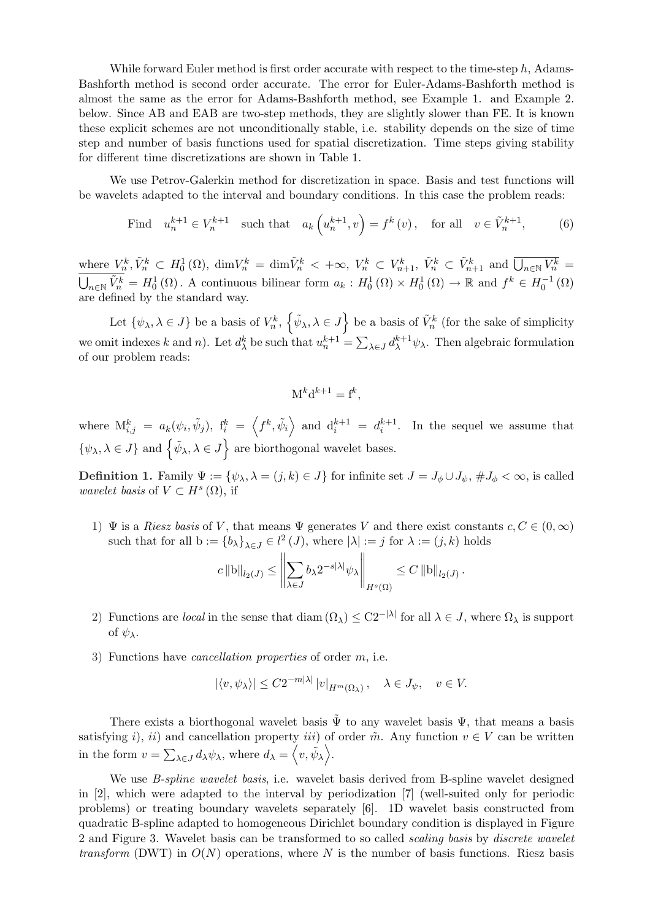While forward Euler method is first order accurate with respect to the time-step $h$, Adams-Bashforth method is second order accurate. The error for Euler-Adams-Bashforth method is almost the same as the error for Adams-Bashforth method, see Example 1. and Example 2. below. Since AB and EAB are two-step methods, they are slightly slower than FE. It is known these explicit schemes are not unconditionally stable, i.e. stability depends on the size of time step and number of basis functions used for spatial discretization. Time steps giving stability for different time discretizations are shown in Table 1.

We use Petrov-Galerkin method for discretization in space. Basis and test functions will be wavelets adapted to the interval and boundary conditions. In this case the problem reads:

$$\text{Find} \quad u_n^{k+1} \in V_n^{k+1} \quad \text{such that} \quad a_k\left(u_n^{k+1}, v\right) = f^k(v), \quad \text{for all} \quad v \in \tilde{V}_n^{k+1}, \tag{6}$$

where $V_n^k, \tilde{V}_n^k \subset H_0^1(\Omega)$, $\dim V_n^k = \dim \tilde{V}_n^k < +\infty$, $V_n^k \subset V_{n+1}^k$, $\tilde{V}_n^k \subset \tilde{V}_{n+1}^k$ and $\overline{\bigcup_{n\in\mathbb{N}} V_n^k} = \overline{\bigcup_{n\in\mathbb{N}} \tilde{V}_n^k} = H_0^1(\Omega)$. A continuous bilinear form $a_k : H_0^1(\Omega) \times H_0^1(\Omega) \to \mathbb{R}$ and $f^k \in H_0^{-1}(\Omega)$ are defined by the standard way.

Let $\{\psi_\lambda, \lambda \in J\}$ be a basis of $V_n^k$, $\left\{\tilde{\psi}_\lambda, \lambda \in J\right\}$ be a basis of $\tilde{V}_n^k$ (for the sake of simplicity we omit indexes $k$ and $n$). Let $d_\lambda^k$ be such that $u_n^{k+1} = \sum_{\lambda\in J} d_\lambda^{k+1}\psi_\lambda$. Then algebraic formulation of our problem reads:

$$\mathrm{M}^k \mathrm{d}^{k+1} = \mathrm{f}^k,$$

where $\mathrm{M}_{i,j}^k = a_k(\psi_i, \tilde{\psi}_j)$, $\mathrm{f}_i^k = \left\langle f^k, \tilde{\psi}_i\right\rangle$ and $\mathrm{d}_i^{k+1} = d_i^{k+1}$. In the sequel we assume that $\{\psi_\lambda, \lambda \in J\}$ and $\left\{\tilde{\psi}_\lambda, \lambda \in J\right\}$ are biorthogonal wavelet bases.

**Definition 1.** Family $\Psi := \{\psi_\lambda, \lambda = (j,k) \in J\}$ for infinite set $J = J_\phi \cup J_\psi$, $\#J_\phi < \infty$, is called *wavelet basis* of $V \subset H^s(\Omega)$, if

1) $\Psi$ is a *Riesz basis* of $V$, that means $\Psi$ generates $V$ and there exist constants $c, C \in (0,\infty)$ such that for all $\mathrm{b} := \{b_\lambda\}_{\lambda\in J} \in l^2(J)$, where $|\lambda| := j$ for $\lambda := (j,k)$ holds

$$c\,\|\mathrm{b}\|_{l_2(J)} \leq \left\|\sum_{\lambda\in J} b_\lambda 2^{-s|\lambda|}\psi_\lambda\right\|_{H^s(\Omega)} \leq C\,\|\mathrm{b}\|_{l_2(J)}.$$

2) Functions are *local* in the sense that $\operatorname{diam}(\Omega_\lambda) \leq \mathrm{C}2^{-|\lambda|}$ for all $\lambda \in J$, where $\Omega_\lambda$ is support of $\psi_\lambda$.

3) Functions have *cancellation properties* of order $m$, i.e.

$$|\langle v, \psi_\lambda\rangle| \leq C2^{-m|\lambda|}\,|v|_{H^m(\Omega_\lambda)}, \quad \lambda \in J_\psi, \quad v \in V.$$

There exists a biorthogonal wavelet basis $\tilde{\Psi}$ to any wavelet basis $\Psi$, that means a basis satisfying $i)$, $ii)$ and cancellation property $iii)$ of order $\tilde{m}$. Any function $v \in V$ can be written in the form $v = \sum_{\lambda\in J} d_\lambda\psi_\lambda$, where $d_\lambda = \left\langle v, \tilde{\psi}_\lambda\right\rangle$.

We use *B-spline wavelet basis*, i.e. wavelet basis derived from B-spline wavelet designed in [2], which were adapted to the interval by periodization [7] (well-suited only for periodic problems) or treating boundary wavelets separately [6]. 1D wavelet basis constructed from quadratic B-spline adapted to homogeneous Dirichlet boundary condition is displayed in Figure 2 and Figure 3. Wavelet basis can be transformed to so called *scaling basis* by *discrete wavelet transform* (DWT) in $O(N)$ operations, where $N$ is the number of basis functions. Riesz basis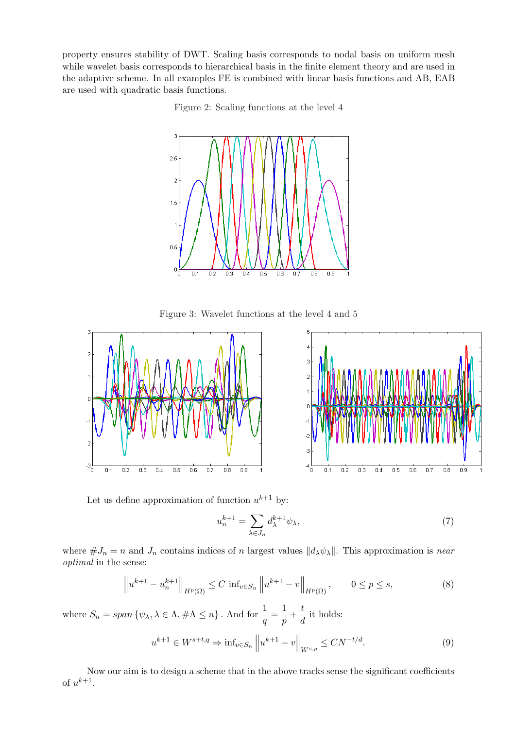property ensures stability of DWT. Scaling basis corresponds to nodal basis on uniform mesh while wavelet basis corresponds to hierarchical basis in the finite element theory and are used in the adaptive scheme. In all examples FE is combined with linear basis functions and AB, EAB are used with quadratic basis functions.

Figure 2: Scaling functions at the level 4

Figure 3: Wavelet functions at the level 4 and 5

Let us define approximation of function $u^{k+1}$ by:

$$u_n^{k+1} = \sum_{\lambda \in J_n} d_\lambda^{k+1} \psi_\lambda, \tag{7}$$

where $\# J_n = n$ and $J_n$ contains indices of $n$ largest values $\|d_\lambda \psi_\lambda\|$. This approximation is *near optimal* in the sense:

$$\left\| u^{k+1} - u_n^{k+1} \right\|_{H^p(\Omega)} \leq C \inf_{v \in S_n} \left\| u^{k+1} - v \right\|_{H^p(\Omega)}, \qquad 0 \leq p \leq s, \tag{8}$$

where $S_n = span \left\{ \psi_\lambda, \lambda \in \Lambda, \# \Lambda \leq n \right\}$. And for $\dfrac{1}{q} = \dfrac{1}{p} + \dfrac{t}{d}$ it holds:

$$u^{k+1} \in W^{s+t,q} \Rightarrow \inf_{v \in S_n} \left\| u^{k+1} - v \right\|_{W^{s,p}} \leq C N^{-t/d}. \tag{9}$$

Now our aim is to design a scheme that in the above tracks sense the significant coefficients of $u^{k+1}$.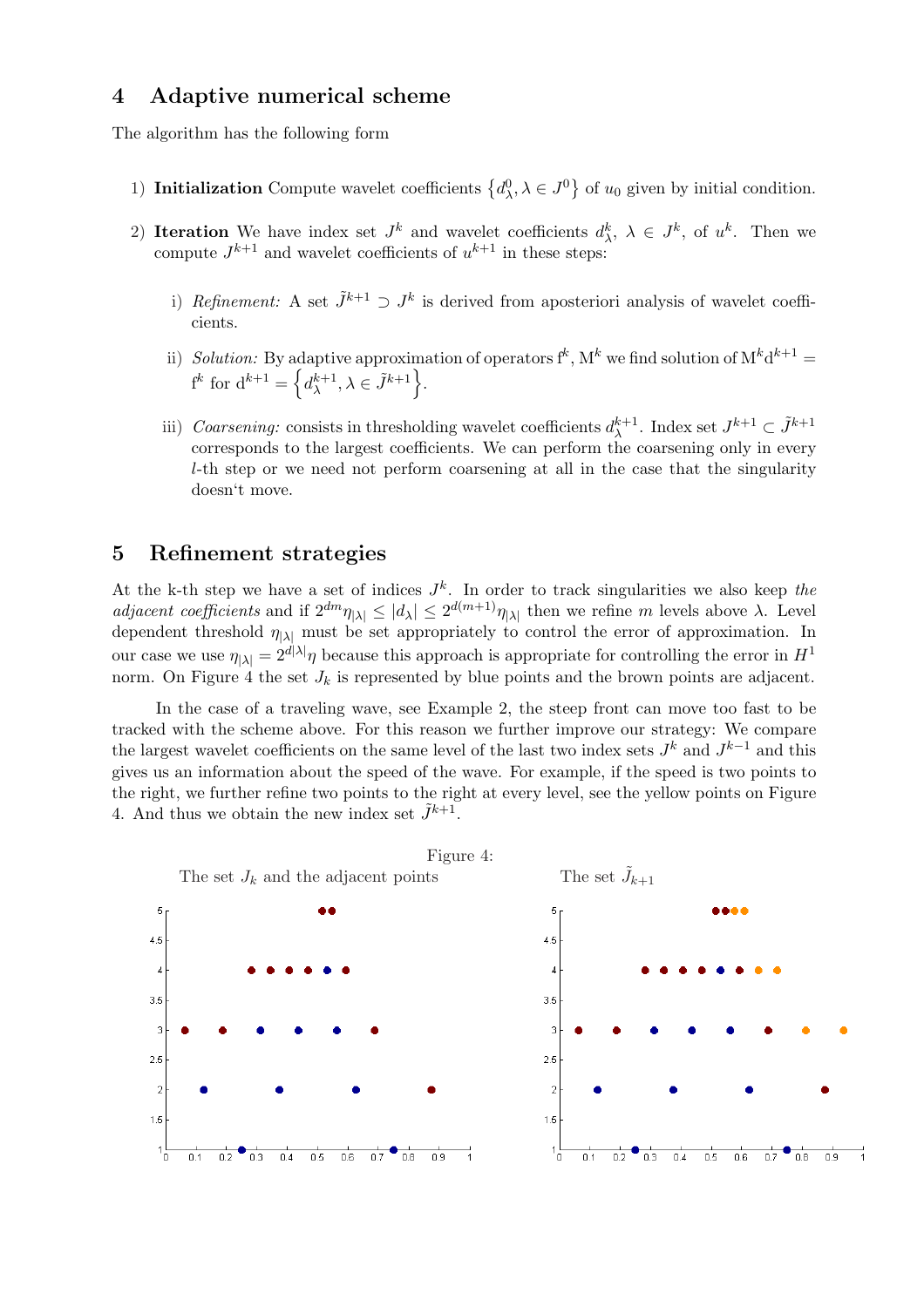## 4 Adaptive numerical scheme

The algorithm has the following form

1) **Initialization** Compute wavelet coefficients $\left\{d_\lambda^0, \lambda \in J^0\right\}$ of $u_0$ given by initial condition.

2) **Iteration** We have index set $J^k$ and wavelet coefficients $d_\lambda^k$, $\lambda \in J^k$, of $u^k$. Then we compute $J^{k+1}$ and wavelet coefficients of $u^{k+1}$ in these steps:

   i) *Refinement:* A set $\tilde{J}^{k+1} \supset J^k$ is derived from aposteriori analysis of wavelet coefficients.

   ii) *Solution:* By adaptive approximation of operators $\mathrm{f}^k$, $\mathrm{M}^k$ we find solution of $\mathrm{M}^k \mathrm{d}^{k+1} = \mathrm{f}^k$ for $\mathrm{d}^{k+1} = \left\{d_\lambda^{k+1}, \lambda \in \tilde{J}^{k+1}\right\}$.

   iii) *Coarsening:* consists in thresholding wavelet coefficients $d_\lambda^{k+1}$. Index set $J^{k+1} \subset \tilde{J}^{k+1}$ corresponds to the largest coefficients. We can perform the coarsening only in every $l$-th step or we need not perform coarsening at all in the case that the singularity doesn't move.

## 5 Refinement strategies

At the k-th step we have a set of indices $J^k$. In order to track singularities we also keep *the adjacent coefficients* and if $2^{dm}\eta_{|\lambda|} \leq |d_\lambda| \leq 2^{d(m+1)}\eta_{|\lambda|}$ then we refine $m$ levels above $\lambda$. Level dependent threshold $\eta_{|\lambda|}$ must be set appropriately to control the error of approximation. In our case we use $\eta_{|\lambda|} = 2^{d|\lambda|}\eta$ because this approach is appropriate for controlling the error in $H^1$ norm. On Figure 4 the set $J_k$ is represented by blue points and the brown points are adjacent.

In the case of a traveling wave, see Example 2, the steep front can move too fast to be tracked with the scheme above. For this reason we further improve our strategy: We compare the largest wavelet coefficients on the same level of the last two index sets $J^k$ and $J^{k-1}$ and this gives us an information about the speed of the wave. For example, if the speed is two points to the right, we further refine two points to the right at every level, see the yellow points on Figure 4. And thus we obtain the new index set $\tilde{J}^{k+1}$.

Figure 4:

The set $J_k$ and the adjacent points

The set $\tilde{J}_{k+1}$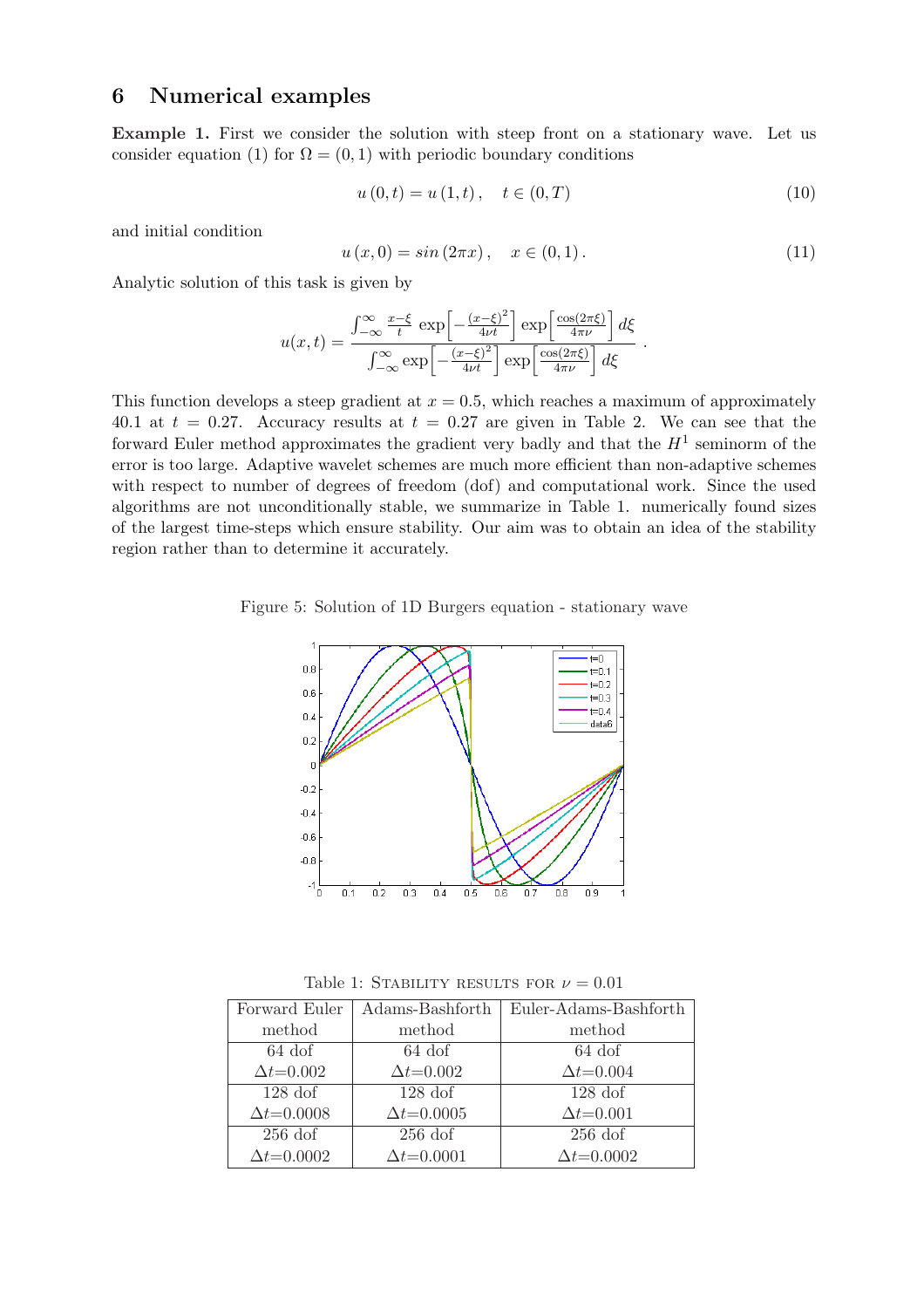## 6 Numerical examples

**Example 1.** First we consider the solution with steep front on a stationary wave. Let us consider equation (1) for $\Omega = (0, 1)$ with periodic boundary conditions

$$u(0, t) = u(1, t), \quad t \in (0, T) \tag{10}$$

and initial condition

$$u(x, 0) = sin(2\pi x), \quad x \in (0, 1). \tag{11}$$

Analytic solution of this task is given by

$$u(x,t) = \frac{\int_{-\infty}^{\infty} \frac{x-\xi}{t} \exp\left[-\frac{(x-\xi)^2}{4\nu t}\right] \exp\left[\frac{\cos(2\pi\xi)}{4\pi\nu}\right] d\xi}{\int_{-\infty}^{\infty} \exp\left[-\frac{(x-\xi)^2}{4\nu t}\right] \exp\left[\frac{\cos(2\pi\xi)}{4\pi\nu}\right] d\xi}.$$

This function develops a steep gradient at $x = 0.5$, which reaches a maximum of approximately 40.1 at $t = 0.27$. Accuracy results at $t = 0.27$ are given in Table 2. We can see that the forward Euler method approximates the gradient very badly and that the $H^1$ seminorm of the error is too large. Adaptive wavelet schemes are much more efficient than non-adaptive schemes with respect to number of degrees of freedom (dof) and computational work. Since the used algorithms are not unconditionally stable, we summarize in Table 1. numerically found sizes of the largest time-steps which ensure stability. Our aim was to obtain an idea of the stability region rather than to determine it accurately.

Figure 5: Solution of 1D Burgers equation - stationary wave

Table 1: Stability results for $\nu = 0.01$

| Forward Euler method | Adams-Bashforth method | Euler-Adams-Bashforth method |
|---|---|---|
| 64 dof $\Delta t$=0.002 | 64 dof $\Delta t$=0.002 | 64 dof $\Delta t$=0.004 |
| 128 dof $\Delta t$=0.0008 | 128 dof $\Delta t$=0.0005 | 128 dof $\Delta t$=0.001 |
| 256 dof $\Delta t$=0.0002 | 256 dof $\Delta t$=0.0001 | 256 dof $\Delta t$=0.0002 |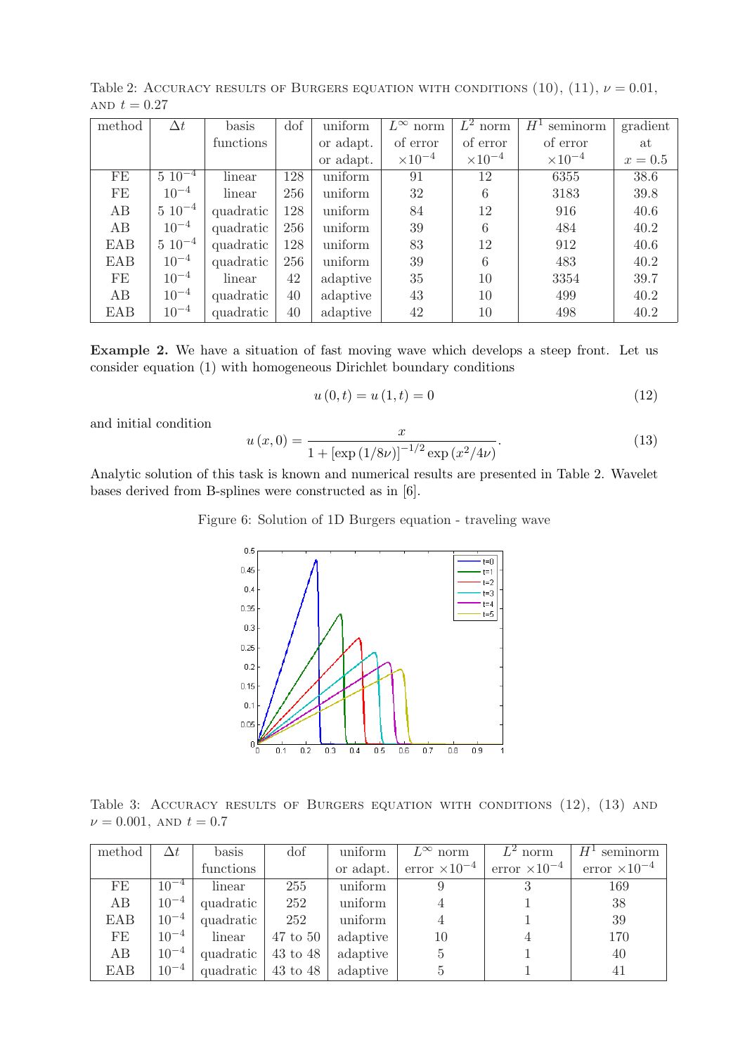Table 2: Accuracy results of Burgers equation with conditions (10), (11), $\nu = 0.01$, and $t = 0.27$

| method | $\Delta t$ | basis functions | dof | uniform or adapt. | $L^\infty$ norm of error $\times 10^{-4}$ | $L^2$ norm of error $\times 10^{-4}$ | $H^1$ seminorm of error $\times 10^{-4}$ | gradient at $x = 0.5$ |
|---|---|---|---|---|---|---|---|---|
| FE | $5\ 10^{-4}$ | linear | 128 | uniform | 91 | 12 | 6355 | 38.6 |
| FE | $10^{-4}$ | linear | 256 | uniform | 32 | 6 | 3183 | 39.8 |
| AB | $5\ 10^{-4}$ | quadratic | 128 | uniform | 84 | 12 | 916 | 40.6 |
| AB | $10^{-4}$ | quadratic | 256 | uniform | 39 | 6 | 484 | 40.2 |
| EAB | $5\ 10^{-4}$ | quadratic | 128 | uniform | 83 | 12 | 912 | 40.6 |
| EAB | $10^{-4}$ | quadratic | 256 | uniform | 39 | 6 | 483 | 40.2 |
| FE | $10^{-4}$ | linear | 42 | adaptive | 35 | 10 | 3354 | 39.7 |
| AB | $10^{-4}$ | quadratic | 40 | adaptive | 43 | 10 | 499 | 40.2 |
| EAB | $10^{-4}$ | quadratic | 40 | adaptive | 42 | 10 | 498 | 40.2 |

**Example 2.** We have a situation of fast moving wave which develops a steep front. Let us consider equation (1) with homogeneous Dirichlet boundary conditions

$$u(0,t) = u(1,t) = 0 \tag{12}$$

and initial condition

$$u(x,0) = \frac{x}{1 + [\exp(1/8\nu)]^{-1/2} \exp(x^2/4\nu)}. \tag{13}$$

Analytic solution of this task is known and numerical results are presented in Table 2. Wavelet bases derived from B-splines were constructed as in [6].

Figure 6: Solution of 1D Burgers equation - traveling wave

Table 3: Accuracy results of Burgers equation with conditions (12), (13) and $\nu = 0.001$, and $t = 0.7$

| method | $\Delta t$ | basis functions | dof | uniform or adapt. | $L^\infty$ norm error $\times 10^{-4}$ | $L^2$ norm error $\times 10^{-4}$ | $H^1$ seminorm error $\times 10^{-4}$ |
|---|---|---|---|---|---|---|---|
| FE | $10^{-4}$ | linear | 255 | uniform | 9 | 3 | 169 |
| AB | $10^{-4}$ | quadratic | 252 | uniform | 4 | 1 | 38 |
| EAB | $10^{-4}$ | quadratic | 252 | uniform | 4 | 1 | 39 |
| FE | $10^{-4}$ | linear | 47 to 50 | adaptive | 10 | 4 | 170 |
| AB | $10^{-4}$ | quadratic | 43 to 48 | adaptive | 5 | 1 | 40 |
| EAB | $10^{-4}$ | quadratic | 43 to 48 | adaptive | 5 | 1 | 41 |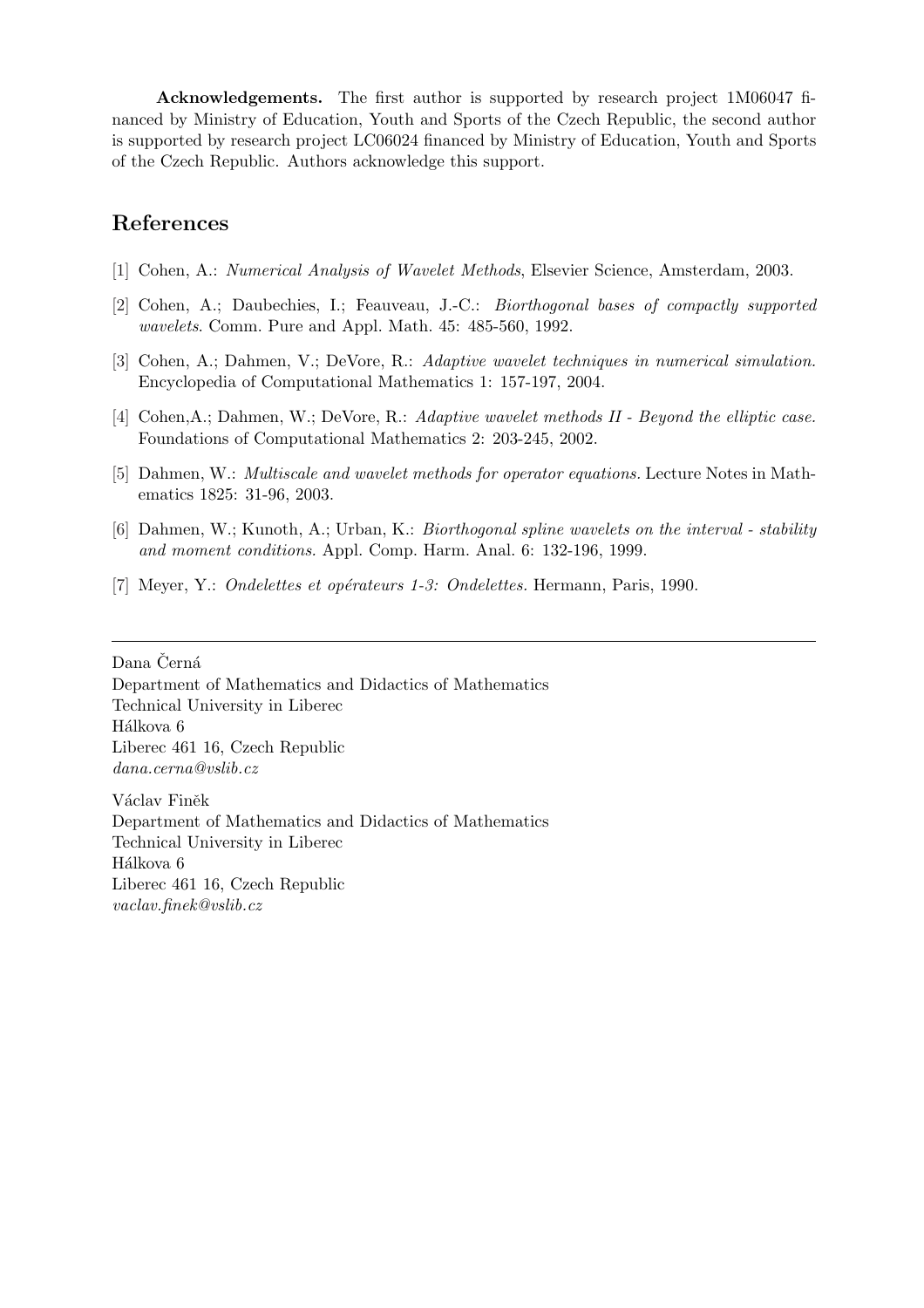**Acknowledgements.** The first author is supported by research project 1M06047 financed by Ministry of Education, Youth and Sports of the Czech Republic, the second author is supported by research project LC06024 financed by Ministry of Education, Youth and Sports of the Czech Republic. Authors acknowledge this support.

## References

[1] Cohen, A.: *Numerical Analysis of Wavelet Methods*, Elsevier Science, Amsterdam, 2003.

[2] Cohen, A.; Daubechies, I.; Feauveau, J.-C.: *Biorthogonal bases of compactly supported wavelets*. Comm. Pure and Appl. Math. 45: 485-560, 1992.

[3] Cohen, A.; Dahmen, V.; DeVore, R.: *Adaptive wavelet techniques in numerical simulation.* Encyclopedia of Computational Mathematics 1: 157-197, 2004.

[4] Cohen,A.; Dahmen, W.; DeVore, R.: *Adaptive wavelet methods II - Beyond the elliptic case.* Foundations of Computational Mathematics 2: 203-245, 2002.

[5] Dahmen, W.: *Multiscale and wavelet methods for operator equations.* Lecture Notes in Mathematics 1825: 31-96, 2003.

[6] Dahmen, W.; Kunoth, A.; Urban, K.: *Biorthogonal spline wavelets on the interval - stability and moment conditions.* Appl. Comp. Harm. Anal. 6: 132-196, 1999.

[7] Meyer, Y.: *Ondelettes et opérateurs 1-3: Ondelettes.* Hermann, Paris, 1990.

---

Dana Černá
Department of Mathematics and Didactics of Mathematics
Technical University in Liberec
Hálkova 6
Liberec 461 16, Czech Republic
*dana.cerna@vslib.cz*

Václav Finěk
Department of Mathematics and Didactics of Mathematics
Technical University in Liberec
Hálkova 6
Liberec 461 16, Czech Republic
*vaclav.finek@vslib.cz*